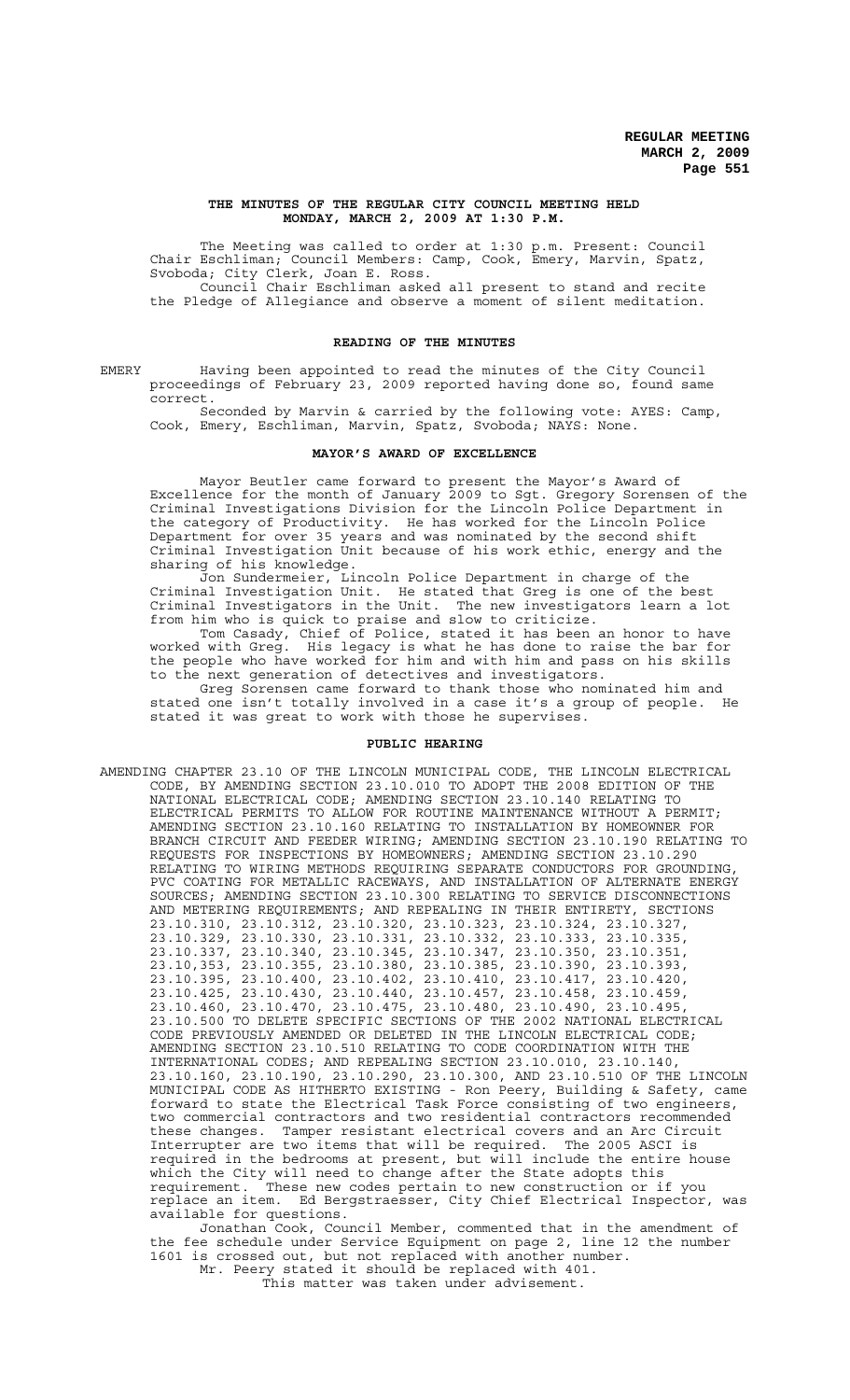# THE MINUTES OF THE REGULAR CITY COUNCIL MEETING HELD MONDAY, MARCH 2, 2009 AT 1:30 P.M.

The Meeting was called to order at 1:30 p.m. Present: Council Chair Eschliman; Council Members: Camp, Cook, Emery, Marvin, Spatz, Svoboda; City Clerk, Joan E. Ross.

Council Chair Eschliman asked all present to stand and recite the Pledge of Allegiance and observe a moment of silent meditation.

## READING OF THE MINUTES

EMERY Having been appointed to read the minutes of the City Council proceedings of February 23, 2009 reported having done so, found same correct.

Seconded by Marvin & carried by the following vote: AYES: Camp, Cook, Emery, Eschliman, Marvin, Spatz, Svoboda; NAYS: None.

## MAYOR'S AWARD OF EXCELLENCE

Mayor Beutler came forward to present the Mayor's Award of Excellence for the month of January 2009 to Sgt. Gregory Sorensen of the Criminal Investigations Division for the Lincoln Police Department in the category of Productivity. He has worked for the Lincoln Police Department for over 35 years and was nominated by the second shift Criminal Investigation Unit because of his work ethic, energy and the sharing of his knowledge.

Jon Sundermeier, Lincoln Police Department in charge of the Criminal Investigation Unit. He stated that Greg is one of the best Criminal Investigators in the Unit. The new investigators learn a lot from him who is quick to praise and slow to criticize.

Tom Casady, Chief of Police, stated it has been an honor to have worked with Greg. His legacy is what he has done to raise the bar for the people who have worked for him and with him and pass on his skills to the next generation of detectives and investigators.

Greg Sorensen came forward to thank those who nominated him and stated one isn't totally involved in a case it's a group of people. He stated it was great to work with those he supervises.

## PUBLIC HEARING

AMENDING CHAPTER 23.10 OF THE LINCOLN MUNICIPAL CODE, THE LINCOLN ELECTRICAL CODE, BY AMENDING SECTION 23.10.010 TO ADOPT THE 2008 EDITION OF THE NATIONAL ELECTRICAL CODE; AMENDING SECTION 23.10.140 RELATING TO ELECTRICAL PERMITS TO ALLOW FOR ROUTINE MAINTENANCE WITHOUT A PERMIT; AMENDING SECTION 23.10.160 RELATING TO INSTALLATION BY HOMEOWNER FOR BRANCH CIRCUIT AND FEEDER WIRING; AMENDING SECTION 23.10.190 RELATING TO REQUESTS FOR INSPECTIONS BY HOMEOWNERS; AMENDING SECTION 23.10.290 RELATING TO WIRING METHODS REQUIRING SEPARATE CONDUCTORS FOR GROUNDING, PVC COATING FOR METALLIC RACEWAYS, AND INSTALLATION OF ALTERNATE ENERGY SOURCES; AMENDING SECTION 23.10.300 RELATING TO SERVICE DISCONNECTIONS AND METERING REQUIREMENTS; AND REPEALING IN THEIR ENTIRETY, SECTIONS 23.10.310, 23.10.312, 23.10.320, 23.10.323, 23.10.324, 23.10.327, 23.10.329, 23.10.330, 23.10.331, 23.10.332, 23.10.333, 23.10.335, 23.10.337, 23.10.340, 23.10.345, 23.10.347, 23.10.350, 23.10.351, 23.10,353, 23.10.355, 23.10.380, 23.10.385, 23.10.390, 23.10.393, 23.10.395, 23.10.400, 23.10.402, 23.10.410, 23.10.417, 23.10.420, 23.10.425, 23.10.430, 23.10.440, 23.10.457, 23.10.458, 23.10.459, 23.10.460, 23.10.470, 23.10.475, 23.10.480, 23.10.490, 23.10.495, 23.10.500 TO DELETE SPECIFIC SECTIONS OF THE 2002 NATIONAL ELECTRICAL CODE PREVIOUSLY AMENDED OR DELETED IN THE LINCOLN ELECTRICAL CODE; AMENDING SECTION 23.10.510 RELATING TO CODE COORDINATION WITH THE INTERNATIONAL CODES; AND REPEALING SECTION 23.10.010, 23.10.140, 23.10.160, 23.10.190, 23.10.290, 23.10.300, AND 23.10.510 OF THE LINCOLN MUNICIPAL CODE AS HITHERTO EXISTING - Ron Peery, Building & Safety, came forward to state the Electrical Task Force consisting of two engineers, two commercial contractors and two residential contractors recommended these changes. Tamper resistant electrical covers and an Arc Circuit Interrupter are two items that will be required. The 2005 ASCI is required in the bedrooms at present, but will include the entire house which the City will need to change after the State adopts this requirement. These new codes pertain to new construction or if you replace an item. Ed Bergstraesser, City Chief Electrical Inspector, was available for questions.

Jonathan Cook, Council Member, commented that in the amendment of the fee schedule under Service Equipment on page 2, line 12 the number 1601 is crossed out, but not replaced with another number.

Mr. Peery stated it should be replaced with 401.

This matter was taken under advisement.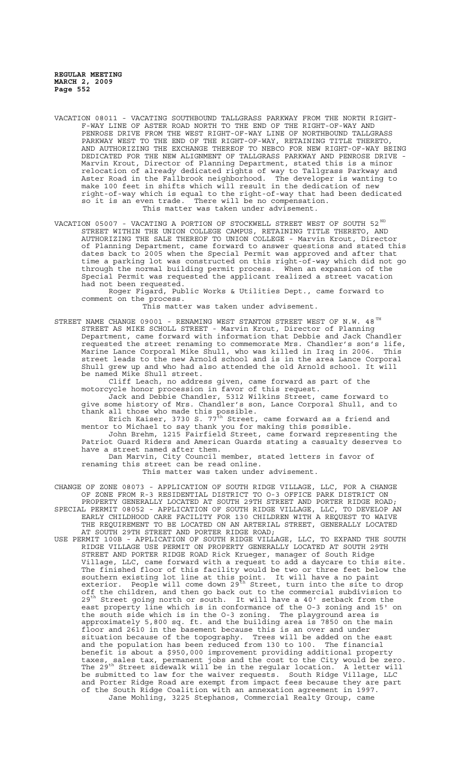VACATION 08011 - VACATING SOUTHBOUND TALLGRASS PARKWAY FROM THE NORTH RIGHT-F-WAY LINE OF ASTER ROAD NORTH TO THE END OF THE RIGHT-OF-WAY AND PENROSE DRIVE FROM THE WEST RIGHT-OF-WAY LINE OF NORTHBOUND TALLGRASS PARKWAY WEST TO THE END OF THE RIGHT-OF-WAY, RETAINING TITLE THERETO, AND AUTHORIZING THE EXCHANGE THEREOF TO NEBCO FOR NEW RIGHT-OF-WAY BEING DEDICATED FOR THE NEW ALIGNMENT OF TALLGRASS PARKWAY AND PENROSE DRIVE - Marvin Krout, Director of Planning Department, stated this is a minor relocation of already dedicated rights of way to Tallgrass Parkway and Aster Road in the Fallbrook neighborhood. The developer is wanting to make 100 feet in shifts which will result in the dedication of new right-of-way which is equal to the right-of-way that had been dedicated so it is an even trade. There will be no compensation.
This matter was taken under advisement.

VACATION 05007 - VACATING A PORTION OF STOCKWELL STREET WEST OF SOUTH 52ND STREET WITHIN THE UNION COLLEGE CAMPUS, RETAINING TITLE THERETO, AND AUTHORIZING THE SALE THEREOF TO UNION COLLEGE - Marvin Krout, Director of Planning Department, came forward to answer questions and stated this dates back to 2005 when the Special Permit was approved and after that time a parking lot was constructed on this right-of-way which did not go through the normal building permit process. When an expansion of the Special Permit was requested the applicant realized a street vacation had not been requested.

Roger Figard, Public Works & Utilities Dept., came forward to comment on the process.

This matter was taken under advisement.

STREET NAME CHANGE 09001 - RENAMING WEST STANTON STREET WEST OF N.W. 48TH STREET AS MIKE SCHOLL STREET - Marvin Krout, Director of Planning Department, came forward with information that Debbie and Jack Chandler requested the street renaming to commemorate Mrs. Chandler's son's life, Marine Lance Corporal Mike Shull, who was killed in Iraq in 2006. This street leads to the new Arnold school and is in the area Lance Corporal Shull grew up and who had also attended the old Arnold school. It will be named Mike Shull street.

Cliff Leach, no address given, came forward as part of the motorcycle honor procession in favor of this request.

Jack and Debbie Chandler, 5312 Wilkins Street, came forward to give some history of Mrs. Chandler's son, Lance Corporal Shull, and to thank all those who made this possible.

Erich Kaiser, 3730 S. 77th Street, came forward as a friend and mentor to Michael to say thank you for making this possible.

John Brehm, 1215 Fairfield Street, came forward representing the Patriot Guard Riders and American Guards stating a casualty deserves to have a street named after them.

Dan Marvin, City Council member, stated letters in favor of renaming this street can be read online.

This matter was taken under advisement.

CHANGE OF ZONE 08073 - APPLICATION OF SOUTH RIDGE VILLAGE, LLC, FOR A CHANGE OF ZONE FROM R-3 RESIDENTIAL DISTRICT TO O-3 OFFICE PARK DISTRICT ON PROPERTY GENERALLY LOCATED AT SOUTH 29TH STREET AND PORTER RIDGE ROAD;

SPECIAL PERMIT 08052 - APPLICATION OF SOUTH RIDGE VILLAGE, LLC, TO DEVELOP AN EARLY CHILDHOOD CARE FACILITY FOR 130 CHILDREN WITH A REQUEST TO WAIVE THE REQUIREMENT TO BE LOCATED ON AN ARTERIAL STREET, GENERALLY LOCATED AT SOUTH 29TH STREET AND PORTER RIDGE ROAD;

USE PERMIT 100B - APPLICATION OF SOUTH RIDGE VILLAGE, LLC, TO EXPAND THE SOUTH RIDGE VILLAGE USE PERMIT ON PROPERTY GENERALLY LOCATED AT SOUTH 29TH STREET AND PORTER RIDGE ROAD Rick Krueger, manager of South Ridge Village, LLC, came forward with a request to add a daycare to this site. The finished floor of this facility would be two or three feet below the southern existing lot line at this point. It will have a no paint exterior. People will come down 29th Street, turn into the site to drop off the children, and then go back out to the commercial subdivision to 29th Street going north or south. It will have a 40' setback from the east property line which is in conformance of the O-3 zoning and 15' on the south side which is in the O-3 zoning. The playground area is approximately 5,800 sq. ft. and the building area is 7850 on the main floor and 2610 in the basement because this is an over and under situation because of the topography. Trees will be added on the east and the population has been reduced from 130 to 100. The financial benefit is about a $950,000 improvement providing additional property taxes, sales tax, permanent jobs and the cost to the City would be zero. The 29th Street sidewalk will be in the regular location. A letter will be submitted to law for the waiver requests. South Ridge Village, LLC and Porter Ridge Road are exempt from impact fees because they are part of the South Ridge Coalition with an annexation agreement in 1997.

Jane Mohling, 3225 Stephanos, Commercial Realty Group, came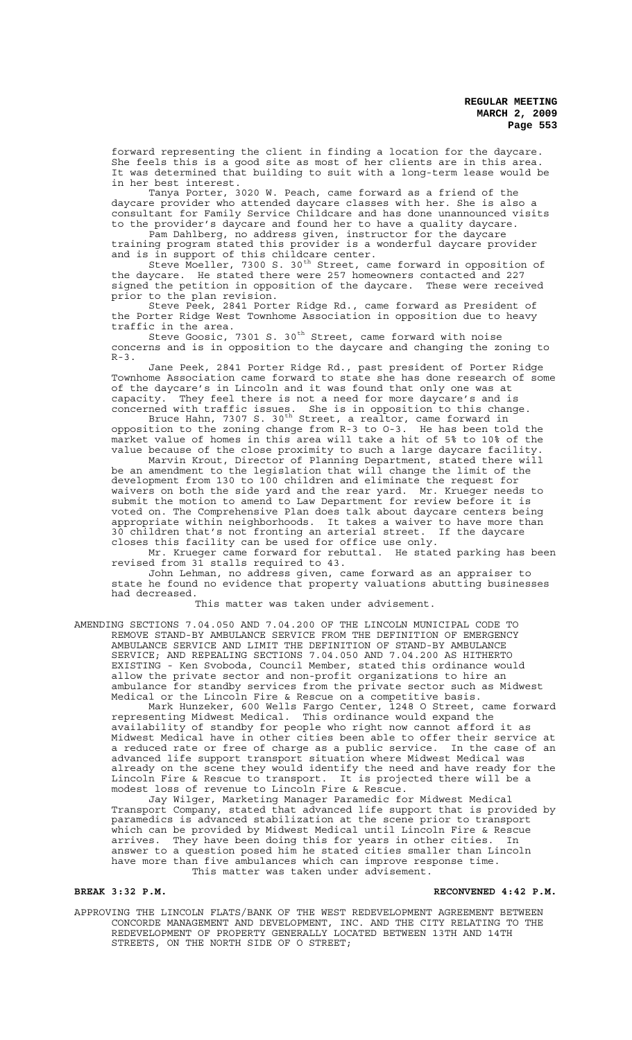forward representing the client in finding a location for the daycare. She feels this is a good site as most of her clients are in this area. It was determined that building to suit with a long-term lease would be in her best interest.

Tanya Porter, 3020 W. Peach, came forward as a friend of the daycare provider who attended daycare classes with her. She is also a consultant for Family Service Childcare and has done unannounced visits to the provider's daycare and found her to have a quality daycare.

Pam Dahlberg, no address given, instructor for the daycare training program stated this provider is a wonderful daycare provider and is in support of this childcare center.

Steve Moeller, 7300 S. 30th Street, came forward in opposition of the daycare. He stated there were 257 homeowners contacted and 227 signed the petition in opposition of the daycare. These were received prior to the plan revision.

Steve Peek, 2841 Porter Ridge Rd., came forward as President of the Porter Ridge West Townhome Association in opposition due to heavy traffic in the area.

Steve Goosic, 7301 S. 30th Street, came forward with noise concerns and is in opposition to the daycare and changing the zoning to R-3.

Jane Peek, 2841 Porter Ridge Rd., past president of Porter Ridge Townhome Association came forward to state she has done research of some of the daycare's in Lincoln and it was found that only one was at capacity. They feel there is not a need for more daycare's and is concerned with traffic issues. She is in opposition to this change.

Bruce Hahn, 7307 S. 30th Street, a realtor, came forward in opposition to the zoning change from R-3 to O-3. He has been told the market value of homes in this area will take a hit of 5% to 10% of the value because of the close proximity to such a large daycare facility.

Marvin Krout, Director of Planning Department, stated there will be an amendment to the legislation that will change the limit of the development from 130 to 100 children and eliminate the request for waivers on both the side yard and the rear yard. Mr. Krueger needs to submit the motion to amend to Law Department for review before it is voted on. The Comprehensive Plan does talk about daycare centers being appropriate within neighborhoods. It takes a waiver to have more than 30 children that's not fronting an arterial street. If the daycare closes this facility can be used for office use only.

Mr. Krueger came forward for rebuttal. He stated parking has been revised from 31 stalls required to 43.

John Lehman, no address given, came forward as an appraiser to state he found no evidence that property valuations abutting businesses had decreased.

This matter was taken under advisement.

AMENDING SECTIONS 7.04.050 AND 7.04.200 OF THE LINCOLN MUNICIPAL CODE TO REMOVE STAND-BY AMBULANCE SERVICE FROM THE DEFINITION OF EMERGENCY AMBULANCE SERVICE AND LIMIT THE DEFINITION OF STAND-BY AMBULANCE SERVICE; AND REPEALING SECTIONS 7.04.050 AND 7.04.200 AS HITHERTO EXISTING - Ken Svoboda, Council Member, stated this ordinance would allow the private sector and non-profit organizations to hire an ambulance for standby services from the private sector such as Midwest Medical or the Lincoln Fire & Rescue on a competitive basis.

Mark Hunzeker, 600 Wells Fargo Center, 1248 O Street, came forward representing Midwest Medical. This ordinance would expand the availability of standby for people who right now cannot afford it as Midwest Medical have in other cities been able to offer their service at a reduced rate or free of charge as a public service. In the case of an advanced life support transport situation where Midwest Medical was already on the scene they would identify the need and have ready for the Lincoln Fire & Rescue to transport. It is projected there will be a modest loss of revenue to Lincoln Fire & Rescue.

Jay Wilger, Marketing Manager Paramedic for Midwest Medical Transport Company, stated that advanced life support that is provided by paramedics is advanced stabilization at the scene prior to transport which can be provided by Midwest Medical until Lincoln Fire & Rescue arrives. They have been doing this for years in other cities. In answer to a question posed him he stated cities smaller than Lincoln have more than five ambulances which can improve response time.

This matter was taken under advisement.

**BREAK 3:32 P.M.** **RECONVENED 4:42 P.M.**

APPROVING THE LINCOLN FLATS/BANK OF THE WEST REDEVELOPMENT AGREEMENT BETWEEN CONCORDE MANAGEMENT AND DEVELOPMENT, INC. AND THE CITY RELATING TO THE REDEVELOPMENT OF PROPERTY GENERALLY LOCATED BETWEEN 13TH AND 14TH STREETS, ON THE NORTH SIDE OF O STREET;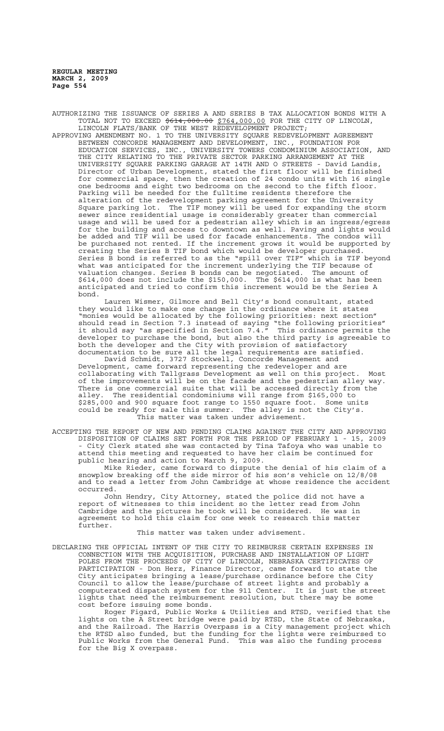AUTHORIZING THE ISSUANCE OF SERIES A AND SERIES B TAX ALLOCATION BONDS WITH A TOTAL NOT TO EXCEED ~~$614,000.00~~ $764,000.00 FOR THE CITY OF LINCOLN, LINCOLN FLATS/BANK OF THE WEST REDEVELOPMENT PROJECT;

APPROVING AMENDMENT NO. 1 TO THE UNIVERSITY SQUARE REDEVELOPMENT AGREEMENT BETWEEN CONCORDE MANAGEMENT AND DEVELOPMENT, INC., FOUNDATION FOR EDUCATION SERVICES, INC., UNIVERSITY TOWERS CONDOMINIUM ASSOCIATION, AND THE CITY RELATING TO THE PRIVATE SECTOR PARKING ARRANGEMENT AT THE UNIVERSITY SQUARE PARKING GARAGE AT 14TH AND O STREETS - David Landis, Director of Urban Development, stated the first floor will be finished for commercial space, then the creation of 24 condo units with 16 single one bedrooms and eight two bedrooms on the second to the fifth floor. Parking will be needed for the fulltime residents therefore the alteration of the redevelopment parking agreement for the University Square parking lot. The TIF money will be used for expanding the storm sewer since residential usage is considerably greater than commercial usage and will be used for a pedestrian alley which is an ingress/egress for the building and access to downtown as well. Paving and lights would be added and TIF will be used for facade enhancements. The condos will be purchased not rented. If the increment grows it would be supported by creating the Series B TIF bond which would be developer purchased. Series B bond is referred to as the "spill over TIF" which is TIF beyond what was anticipated for the increment underlying the TIF because of valuation changes. Series B bonds can be negotiated. The amount of $614,000 does not include the $150,000. The $614,000 is what has been anticipated and tried to confirm this increment would be the Series A bond.

Lauren Wismer, Gilmore and Bell City's bond consultant, stated they would like to make one change in the ordinance where it states "monies would be allocated by the following priorities: next section" should read in Section 7.3 instead of saying "the following priorities" it should say "as specified in Section 7.4." This ordinance permits the developer to purchase the bond, but also the third party is agreeable to both the developer and the City with provision of satisfactory documentation to be sure all the legal requirements are satisfied.

David Schmidt, 3727 Stockwell, Concorde Management and Development, came forward representing the redeveloper and are collaborating with Tallgrass Development as well on this project. Most of the improvements will be on the facade and the pedestrian alley way. There is one commercial suite that will be accessed directly from the alley. The residential condominiums will range from $165,000 to $285,000 and 900 square foot range to 1550 square foot. Some units could be ready for sale this summer. The alley is not the City's.

This matter was taken under advisement.

ACCEPTING THE REPORT OF NEW AND PENDING CLAIMS AGAINST THE CITY AND APPROVING DISPOSITION OF CLAIMS SET FORTH FOR THE PERIOD OF FEBRUARY 1 - 15, 2009 - City Clerk stated she was contacted by Tina Tafoya who was unable to attend this meeting and requested to have her claim be continued for public hearing and action to March 9, 2009.

Mike Rieder, came forward to dispute the denial of his claim of a snowplow breaking off the side mirror of his son's vehicle on 12/8/08 and to read a letter from John Cambridge at whose residence the accident occurred.

John Hendry, City Attorney, stated the police did not have a report of witnesses to this incident so the letter read from John Cambridge and the pictures he took will be considered. He was in agreement to hold this claim for one week to research this matter further.

This matter was taken under advisement.

DECLARING THE OFFICIAL INTENT OF THE CITY TO REIMBURSE CERTAIN EXPENSES IN CONNECTION WITH THE ACQUISITION, PURCHASE AND INSTALLATION OF LIGHT POLES FROM THE PROCEEDS OF CITY OF LINCOLN, NEBRASKA CERTIFICATES OF PARTICIPATION - Don Herz, Finance Director, came forward to state the City anticipates bringing a lease/purchase ordinance before the City Council to allow the lease/purchase of street lights and probably a computerated dispatch system for the 911 Center. It is just the street lights that need the reimbursement resolution, but there may be some cost before issuing some bonds.

Roger Figard, Public Works & Utilities and RTSD, verified that the lights on the A Street bridge were paid by RTSD, the State of Nebraska, and the Railroad. The Harris Overpass is a City management project which the RTSD also funded, but the funding for the lights were reimbursed to Public Works from the General Fund. This was also the funding process for the Big X overpass.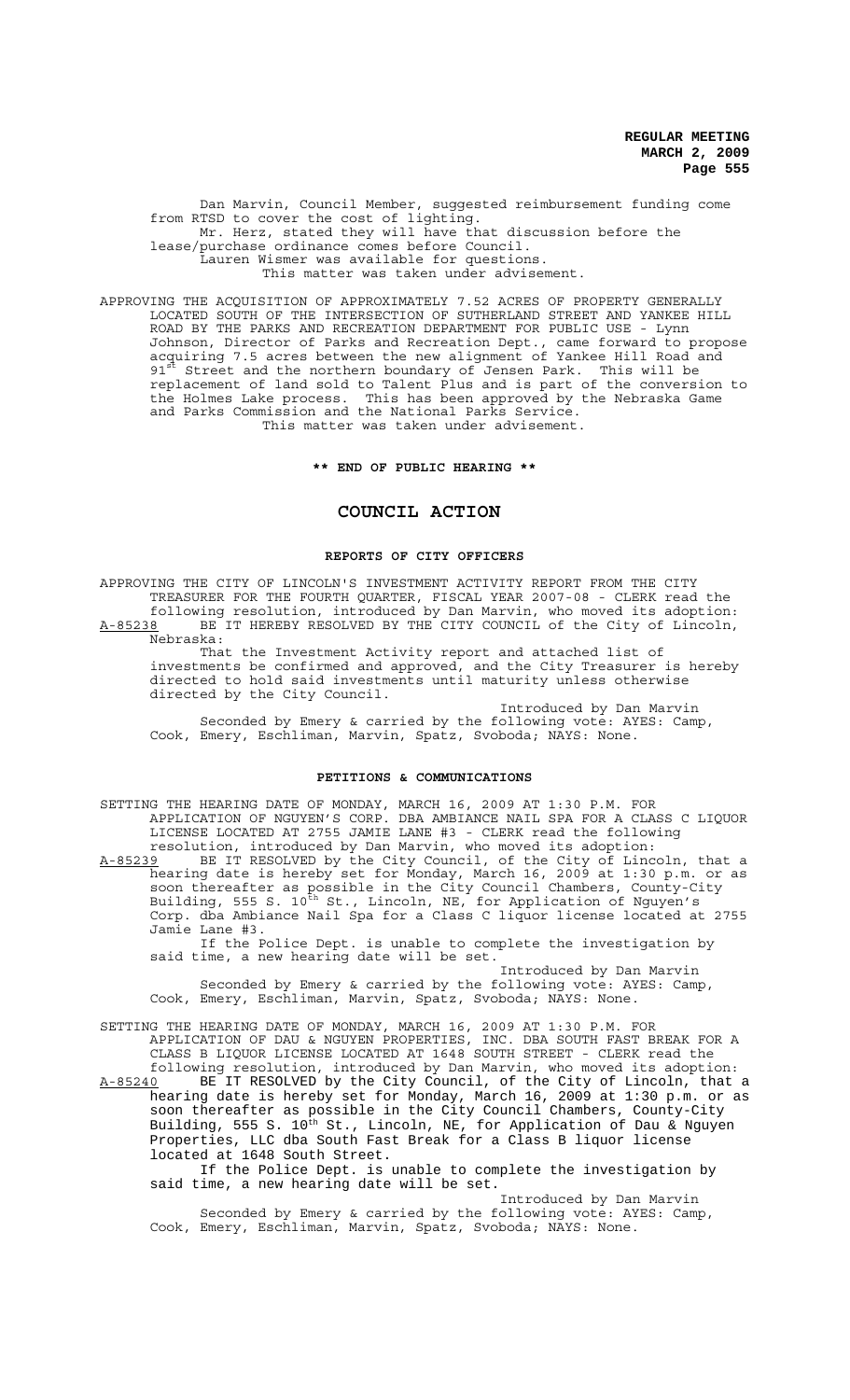Dan Marvin, Council Member, suggested reimbursement funding come from RTSD to cover the cost of lighting.

Mr. Herz, stated they will have that discussion before the lease/purchase ordinance comes before Council.

Lauren Wismer was available for questions.

This matter was taken under advisement.

APPROVING THE ACQUISITION OF APPROXIMATELY 7.52 ACRES OF PROPERTY GENERALLY LOCATED SOUTH OF THE INTERSECTION OF SUTHERLAND STREET AND YANKEE HILL ROAD BY THE PARKS AND RECREATION DEPARTMENT FOR PUBLIC USE - Lynn Johnson, Director of Parks and Recreation Dept., came forward to propose acquiring 7.5 acres between the new alignment of Yankee Hill Road and 91st Street and the northern boundary of Jensen Park. This will be replacement of land sold to Talent Plus and is part of the conversion to the Holmes Lake process. This has been approved by the Nebraska Game and Parks Commission and the National Parks Service.

This matter was taken under advisement.

**\*\* END OF PUBLIC HEARING \*\***

# COUNCIL ACTION

## REPORTS OF CITY OFFICERS

APPROVING THE CITY OF LINCOLN'S INVESTMENT ACTIVITY REPORT FROM THE CITY TREASURER FOR THE FOURTH QUARTER, FISCAL YEAR 2007-08 - CLERK read the following resolution, introduced by Dan Marvin, who moved its adoption:

A-85238 BE IT HEREBY RESOLVED BY THE CITY COUNCIL of the City of Lincoln, Nebraska:

That the Investment Activity report and attached list of investments be confirmed and approved, and the City Treasurer is hereby directed to hold said investments until maturity unless otherwise directed by the City Council.

Introduced by Dan Marvin

Seconded by Emery & carried by the following vote: AYES: Camp, Cook, Emery, Eschliman, Marvin, Spatz, Svoboda; NAYS: None.

## PETITIONS & COMMUNICATIONS

SETTING THE HEARING DATE OF MONDAY, MARCH 16, 2009 AT 1:30 P.M. FOR APPLICATION OF NGUYEN'S CORP. DBA AMBIANCE NAIL SPA FOR A CLASS C LIQUOR LICENSE LOCATED AT 2755 JAMIE LANE #3 - CLERK read the following resolution, introduced by Dan Marvin, who moved its adoption:

A-85239 BE IT RESOLVED by the City Council, of the City of Lincoln, that a hearing date is hereby set for Monday, March 16, 2009 at 1:30 p.m. or as soon thereafter as possible in the City Council Chambers, County-City Building, 555 S. 10th St., Lincoln, NE, for Application of Nguyen's Corp. dba Ambiance Nail Spa for a Class C liquor license located at 2755 Jamie Lane #3.

If the Police Dept. is unable to complete the investigation by said time, a new hearing date will be set.

Introduced by Dan Marvin

Seconded by Emery & carried by the following vote: AYES: Camp, Cook, Emery, Eschliman, Marvin, Spatz, Svoboda; NAYS: None.

SETTING THE HEARING DATE OF MONDAY, MARCH 16, 2009 AT 1:30 P.M. FOR APPLICATION OF DAU & NGUYEN PROPERTIES, INC. DBA SOUTH FAST BREAK FOR A CLASS B LIQUOR LICENSE LOCATED AT 1648 SOUTH STREET - CLERK read the following resolution, introduced by Dan Marvin, who moved its adoption:

A-85240 BE IT RESOLVED by the City Council, of the City of Lincoln, that a hearing date is hereby set for Monday, March 16, 2009 at 1:30 p.m. or as soon thereafter as possible in the City Council Chambers, County-City Building, 555 S. 10th St., Lincoln, NE, for Application of Dau & Nguyen Properties, LLC dba South Fast Break for a Class B liquor license located at 1648 South Street.

If the Police Dept. is unable to complete the investigation by said time, a new hearing date will be set.

Introduced by Dan Marvin

Seconded by Emery & carried by the following vote: AYES: Camp, Cook, Emery, Eschliman, Marvin, Spatz, Svoboda; NAYS: None.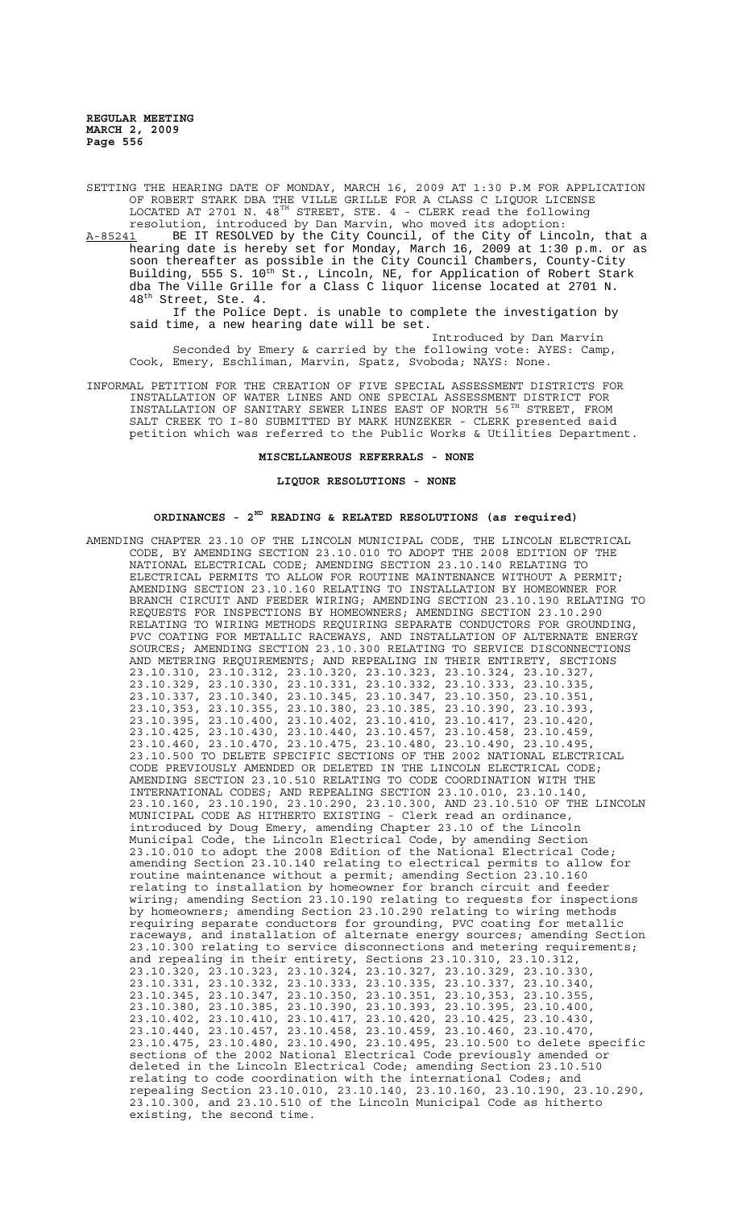SETTING THE HEARING DATE OF MONDAY, MARCH 16, 2009 AT 1:30 P.M FOR APPLICATION OF ROBERT STARK DBA THE VILLE GRILLE FOR A CLASS C LIQUOR LICENSE LOCATED AT 2701 N. 48TH STREET, STE. 4 - CLERK read the following resolution, introduced by Dan Marvin, who moved its adoption:

A-85241 BE IT RESOLVED by the City Council, of the City of Lincoln, that a hearing date is hereby set for Monday, March 16, 2009 at 1:30 p.m. or as soon thereafter as possible in the City Council Chambers, County-City Building, 555 S. 10th St., Lincoln, NE, for Application of Robert Stark dba The Ville Grille for a Class C liquor license located at 2701 N. 48th Street, Ste. 4.

If the Police Dept. is unable to complete the investigation by said time, a new hearing date will be set.

Introduced by Dan Marvin

Seconded by Emery & carried by the following vote: AYES: Camp, Cook, Emery, Eschliman, Marvin, Spatz, Svoboda; NAYS: None.

INFORMAL PETITION FOR THE CREATION OF FIVE SPECIAL ASSESSMENT DISTRICTS FOR INSTALLATION OF WATER LINES AND ONE SPECIAL ASSESSMENT DISTRICT FOR INSTALLATION OF SANITARY SEWER LINES EAST OF NORTH 56TH STREET, FROM SALT CREEK TO I-80 SUBMITTED BY MARK HUNZEKER - CLERK presented said petition which was referred to the Public Works & Utilities Department.

**MISCELLANEOUS REFERRALS - NONE**

**LIQUOR RESOLUTIONS - NONE**

**ORDINANCES - 2ND READING & RELATED RESOLUTIONS (as required)**

AMENDING CHAPTER 23.10 OF THE LINCOLN MUNICIPAL CODE, THE LINCOLN ELECTRICAL CODE, BY AMENDING SECTION 23.10.010 TO ADOPT THE 2008 EDITION OF THE NATIONAL ELECTRICAL CODE; AMENDING SECTION 23.10.140 RELATING TO ELECTRICAL PERMITS TO ALLOW FOR ROUTINE MAINTENANCE WITHOUT A PERMIT; AMENDING SECTION 23.10.160 RELATING TO INSTALLATION BY HOMEOWNER FOR BRANCH CIRCUIT AND FEEDER WIRING; AMENDING SECTION 23.10.190 RELATING TO REQUESTS FOR INSPECTIONS BY HOMEOWNERS; AMENDING SECTION 23.10.290 RELATING TO WIRING METHODS REQUIRING SEPARATE CONDUCTORS FOR GROUNDING, PVC COATING FOR METALLIC RACEWAYS, AND INSTALLATION OF ALTERNATE ENERGY SOURCES; AMENDING SECTION 23.10.300 RELATING TO SERVICE DISCONNECTIONS AND METERING REQUIREMENTS; AND REPEALING IN THEIR ENTIRETY, SECTIONS 23.10.310, 23.10.312, 23.10.320, 23.10.323, 23.10.324, 23.10.327, 23.10.329, 23.10.330, 23.10.331, 23.10.332, 23.10.333, 23.10.335, 23.10.337, 23.10.340, 23.10.345, 23.10.347, 23.10.350, 23.10.351, 23.10,353, 23.10.355, 23.10.380, 23.10.385, 23.10.390, 23.10.393, 23.10.395, 23.10.400, 23.10.402, 23.10.410, 23.10.417, 23.10.420, 23.10.425, 23.10.430, 23.10.440, 23.10.457, 23.10.458, 23.10.459, 23.10.460, 23.10.470, 23.10.475, 23.10.480, 23.10.490, 23.10.495, 23.10.500 TO DELETE SPECIFIC SECTIONS OF THE 2002 NATIONAL ELECTRICAL CODE PREVIOUSLY AMENDED OR DELETED IN THE LINCOLN ELECTRICAL CODE; AMENDING SECTION 23.10.510 RELATING TO CODE COORDINATION WITH THE INTERNATIONAL CODES; AND REPEALING SECTION 23.10.010, 23.10.140, 23.10.160, 23.10.190, 23.10.290, 23.10.300, AND 23.10.510 OF THE LINCOLN MUNICIPAL CODE AS HITHERTO EXISTING - Clerk read an ordinance, introduced by Doug Emery, amending Chapter 23.10 of the Lincoln Municipal Code, the Lincoln Electrical Code, by amending Section 23.10.010 to adopt the 2008 Edition of the National Electrical Code; amending Section 23.10.140 relating to electrical permits to allow for routine maintenance without a permit; amending Section 23.10.160 relating to installation by homeowner for branch circuit and feeder wiring; amending Section 23.10.190 relating to requests for inspections by homeowners; amending Section 23.10.290 relating to wiring methods requiring separate conductors for grounding, PVC coating for metallic raceways, and installation of alternate energy sources; amending Section 23.10.300 relating to service disconnections and metering requirements; and repealing in their entirety, Sections 23.10.310, 23.10.312, 23.10.320, 23.10.323, 23.10.324, 23.10.327, 23.10.329, 23.10.330, 23.10.331, 23.10.332, 23.10.333, 23.10.335, 23.10.337, 23.10.340, 23.10.345, 23.10.347, 23.10.350, 23.10.351, 23.10,353, 23.10.355, 23.10.380, 23.10.385, 23.10.390, 23.10.393, 23.10.395, 23.10.400, 23.10.402, 23.10.410, 23.10.417, 23.10.420, 23.10.425, 23.10.430, 23.10.440, 23.10.457, 23.10.458, 23.10.459, 23.10.460, 23.10.470, 23.10.475, 23.10.480, 23.10.490, 23.10.495, 23.10.500 to delete specific sections of the 2002 National Electrical Code previously amended or deleted in the Lincoln Electrical Code; amending Section 23.10.510 relating to code coordination with the international Codes; and repealing Section 23.10.010, 23.10.140, 23.10.160, 23.10.190, 23.10.290, 23.10.300, and 23.10.510 of the Lincoln Municipal Code as hitherto existing, the second time.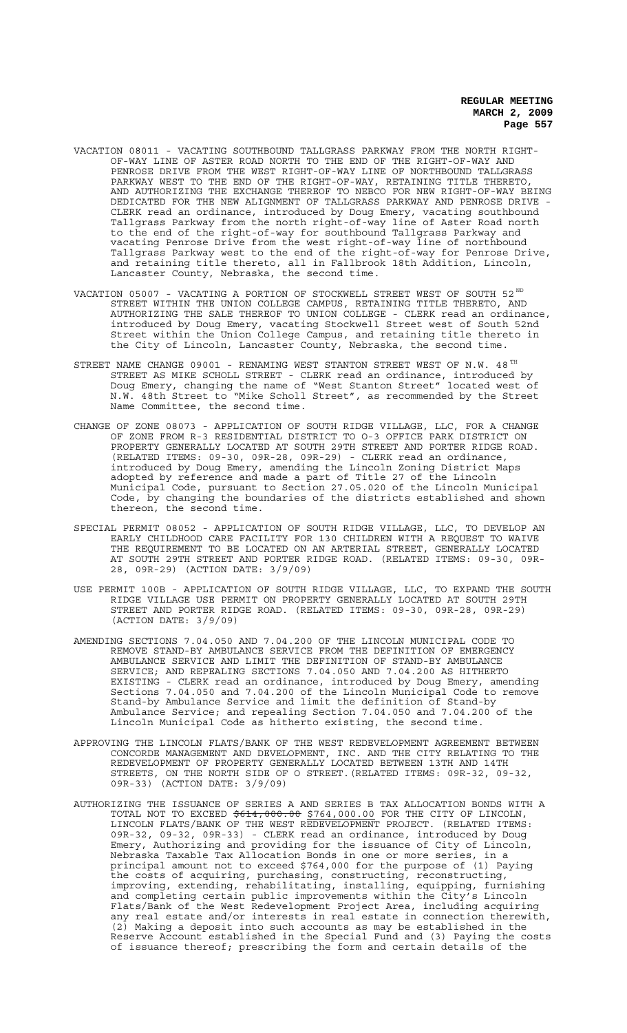VACATION 08011 - VACATING SOUTHBOUND TALLGRASS PARKWAY FROM THE NORTH RIGHT-OF-WAY LINE OF ASTER ROAD NORTH TO THE END OF THE RIGHT-OF-WAY AND PENROSE DRIVE FROM THE WEST RIGHT-OF-WAY LINE OF NORTHBOUND TALLGRASS PARKWAY WEST TO THE END OF THE RIGHT-OF-WAY, RETAINING TITLE THERETO, AND AUTHORIZING THE EXCHANGE THEREOF TO NEBCO FOR NEW RIGHT-OF-WAY BEING DEDICATED FOR THE NEW ALIGNMENT OF TALLGRASS PARKWAY AND PENROSE DRIVE - CLERK read an ordinance, introduced by Doug Emery, vacating southbound Tallgrass Parkway from the north right-of-way line of Aster Road north to the end of the right-of-way for southbound Tallgrass Parkway and vacating Penrose Drive from the west right-of-way line of northbound Tallgrass Parkway west to the end of the right-of-way for Penrose Drive, and retaining title thereto, all in Fallbrook 18th Addition, Lincoln, Lancaster County, Nebraska, the second time.

VACATION 05007 - VACATING A PORTION OF STOCKWELL STREET WEST OF SOUTH 52ND STREET WITHIN THE UNION COLLEGE CAMPUS, RETAINING TITLE THERETO, AND AUTHORIZING THE SALE THEREOF TO UNION COLLEGE - CLERK read an ordinance, introduced by Doug Emery, vacating Stockwell Street west of South 52nd Street within the Union College Campus, and retaining title thereto in the City of Lincoln, Lancaster County, Nebraska, the second time.

STREET NAME CHANGE 09001 - RENAMING WEST STANTON STREET WEST OF N.W. 48TH STREET AS MIKE SCHOLL STREET - CLERK read an ordinance, introduced by Doug Emery, changing the name of "West Stanton Street" located west of N.W. 48th Street to "Mike Scholl Street", as recommended by the Street Name Committee, the second time.

CHANGE OF ZONE 08073 - APPLICATION OF SOUTH RIDGE VILLAGE, LLC, FOR A CHANGE OF ZONE FROM R-3 RESIDENTIAL DISTRICT TO O-3 OFFICE PARK DISTRICT ON PROPERTY GENERALLY LOCATED AT SOUTH 29TH STREET AND PORTER RIDGE ROAD. (RELATED ITEMS: 09-30, 09R-28, 09R-29) - CLERK read an ordinance, introduced by Doug Emery, amending the Lincoln Zoning District Maps adopted by reference and made a part of Title 27 of the Lincoln Municipal Code, pursuant to Section 27.05.020 of the Lincoln Municipal Code, by changing the boundaries of the districts established and shown thereon, the second time.

SPECIAL PERMIT 08052 - APPLICATION OF SOUTH RIDGE VILLAGE, LLC, TO DEVELOP AN EARLY CHILDHOOD CARE FACILITY FOR 130 CHILDREN WITH A REQUEST TO WAIVE THE REQUIREMENT TO BE LOCATED ON AN ARTERIAL STREET, GENERALLY LOCATED AT SOUTH 29TH STREET AND PORTER RIDGE ROAD. (RELATED ITEMS: 09-30, 09R-28, 09R-29) (ACTION DATE: 3/9/09)

USE PERMIT 100B - APPLICATION OF SOUTH RIDGE VILLAGE, LLC, TO EXPAND THE SOUTH RIDGE VILLAGE USE PERMIT ON PROPERTY GENERALLY LOCATED AT SOUTH 29TH STREET AND PORTER RIDGE ROAD. (RELATED ITEMS: 09-30, 09R-28, 09R-29) (ACTION DATE: 3/9/09)

AMENDING SECTIONS 7.04.050 AND 7.04.200 OF THE LINCOLN MUNICIPAL CODE TO REMOVE STAND-BY AMBULANCE SERVICE FROM THE DEFINITION OF EMERGENCY AMBULANCE SERVICE AND LIMIT THE DEFINITION OF STAND-BY AMBULANCE SERVICE; AND REPEALING SECTIONS 7.04.050 AND 7.04.200 AS HITHERTO EXISTING - CLERK read an ordinance, introduced by Doug Emery, amending Sections 7.04.050 and 7.04.200 of the Lincoln Municipal Code to remove Stand-by Ambulance Service and limit the definition of Stand-by Ambulance Service; and repealing Section 7.04.050 and 7.04.200 of the Lincoln Municipal Code as hitherto existing, the second time.

APPROVING THE LINCOLN FLATS/BANK OF THE WEST REDEVELOPMENT AGREEMENT BETWEEN CONCORDE MANAGEMENT AND DEVELOPMENT, INC. AND THE CITY RELATING TO THE REDEVELOPMENT OF PROPERTY GENERALLY LOCATED BETWEEN 13TH AND 14TH STREETS, ON THE NORTH SIDE OF O STREET.(RELATED ITEMS: 09R-32, 09-32, 09R-33) (ACTION DATE: 3/9/09)

AUTHORIZING THE ISSUANCE OF SERIES A AND SERIES B TAX ALLOCATION BONDS WITH A TOTAL NOT TO EXCEED ~~$614,000.00~~ $764,000.00 FOR THE CITY OF LINCOLN, LINCOLN FLATS/BANK OF THE WEST REDEVELOPMENT PROJECT. (RELATED ITEMS: 09R-32, 09-32, 09R-33) - CLERK read an ordinance, introduced by Doug Emery, Authorizing and providing for the issuance of City of Lincoln, Nebraska Taxable Tax Allocation Bonds in one or more series, in a principal amount not to exceed $764,000 for the purpose of (1) Paying the costs of acquiring, purchasing, constructing, reconstructing, improving, extending, rehabilitating, installing, equipping, furnishing and completing certain public improvements within the City's Lincoln Flats/Bank of the West Redevelopment Project Area, including acquiring any real estate and/or interests in real estate in connection therewith, (2) Making a deposit into such accounts as may be established in the Reserve Account established in the Special Fund and (3) Paying the costs of issuance thereof; prescribing the form and certain details of the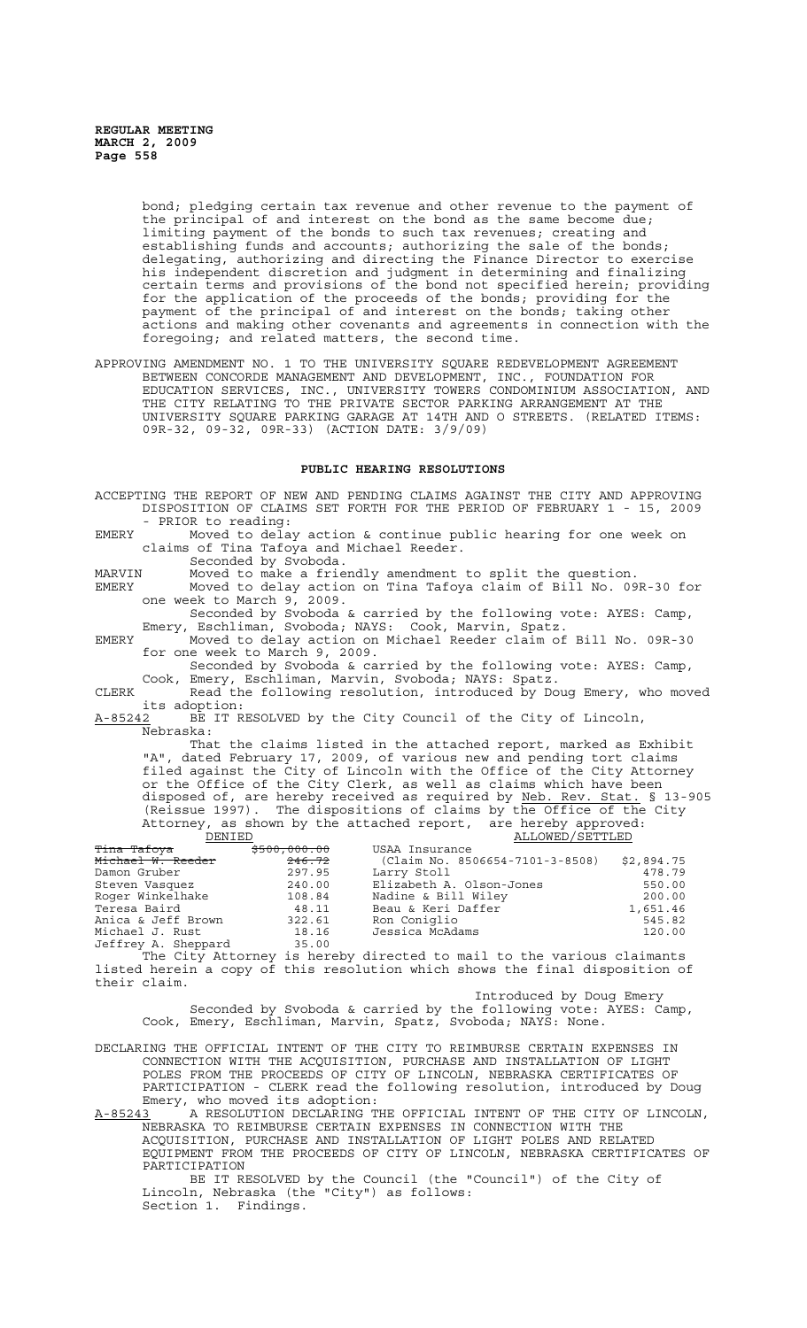bond; pledging certain tax revenue and other revenue to the payment of the principal of and interest on the bond as the same become due; limiting payment of the bonds to such tax revenues; creating and establishing funds and accounts; authorizing the sale of the bonds; delegating, authorizing and directing the Finance Director to exercise his independent discretion and judgment in determining and finalizing certain terms and provisions of the bond not specified herein; providing for the application of the proceeds of the bonds; providing for the payment of the principal of and interest on the bonds; taking other actions and making other covenants and agreements in connection with the foregoing; and related matters, the second time.

APPROVING AMENDMENT NO. 1 TO THE UNIVERSITY SQUARE REDEVELOPMENT AGREEMENT BETWEEN CONCORDE MANAGEMENT AND DEVELOPMENT, INC., FOUNDATION FOR EDUCATION SERVICES, INC., UNIVERSITY TOWERS CONDOMINIUM ASSOCIATION, AND THE CITY RELATING TO THE PRIVATE SECTOR PARKING ARRANGEMENT AT THE UNIVERSITY SQUARE PARKING GARAGE AT 14TH AND O STREETS. (RELATED ITEMS: 09R-32, 09-32, 09R-33) (ACTION DATE: 3/9/09)

## PUBLIC HEARING RESOLUTIONS

ACCEPTING THE REPORT OF NEW AND PENDING CLAIMS AGAINST THE CITY AND APPROVING DISPOSITION OF CLAIMS SET FORTH FOR THE PERIOD OF FEBRUARY 1 - 15, 2009 - PRIOR to reading:

EMERY Moved to delay action & continue public hearing for one week on claims of Tina Tafoya and Michael Reeder.

Seconded by Svoboda.

MARVIN Moved to make a friendly amendment to split the question.

EMERY Moved to delay action on Tina Tafoya claim of Bill No. 09R-30 for one week to March 9, 2009.

Seconded by Svoboda & carried by the following vote: AYES: Camp, Emery, Eschliman, Svoboda; NAYS: Cook, Marvin, Spatz.

EMERY Moved to delay action on Michael Reeder claim of Bill No. 09R-30 for one week to March 9, 2009.

Seconded by Svoboda & carried by the following vote: AYES: Camp, Cook, Emery, Eschliman, Marvin, Svoboda; NAYS: Spatz.

CLERK Read the following resolution, introduced by Doug Emery, who moved its adoption:

A-85242 BE IT RESOLVED by the City Council of the City of Lincoln, Nebraska:

That the claims listed in the attached report, marked as Exhibit "A", dated February 17, 2009, of various new and pending tort claims filed against the City of Lincoln with the Office of the City Attorney or the Office of the City Clerk, as well as claims which have been disposed of, are hereby received as required by Neb. Rev. Stat. § 13-905 (Reissue 1997). The dispositions of claims by the Office of the City Attorney, as shown by the attached report, are hereby approved:

| DENIED | | ALLOWED/SETTLED | |
|---|---|---|---|
| ~~Tina Tafoya~~ | ~~$500,000.00~~ | USAA Insurance | |
| ~~Michael W. Reeder~~ | ~~246.72~~ | (Claim No. 8506654-7101-3-8508) | $2,894.75 |
| Damon Gruber | 297.95 | Larry Stoll | 478.79 |
| Steven Vasquez | 240.00 | Elizabeth A. Olson-Jones | 550.00 |
| Roger Winkelhake | 108.84 | Nadine & Bill Wiley | 200.00 |
| Teresa Baird | 48.11 | Beau & Keri Daffer | 1,651.46 |
| Anica & Jeff Brown | 322.61 | Ron Coniglio | 545.82 |
| Michael J. Rust | 18.16 | Jessica McAdams | 120.00 |
| Jeffrey A. Sheppard | 35.00 | | |

The City Attorney is hereby directed to mail to the various claimants listed herein a copy of this resolution which shows the final disposition of their claim.

Introduced by Doug Emery

Seconded by Svoboda & carried by the following vote: AYES: Camp, Cook, Emery, Eschliman, Marvin, Spatz, Svoboda; NAYS: None.

DECLARING THE OFFICIAL INTENT OF THE CITY TO REIMBURSE CERTAIN EXPENSES IN CONNECTION WITH THE ACQUISITION, PURCHASE AND INSTALLATION OF LIGHT POLES FROM THE PROCEEDS OF CITY OF LINCOLN, NEBRASKA CERTIFICATES OF PARTICIPATION - CLERK read the following resolution, introduced by Doug Emery, who moved its adoption:

A-85243 A RESOLUTION DECLARING THE OFFICIAL INTENT OF THE CITY OF LINCOLN, NEBRASKA TO REIMBURSE CERTAIN EXPENSES IN CONNECTION WITH THE ACQUISITION, PURCHASE AND INSTALLATION OF LIGHT POLES AND RELATED EQUIPMENT FROM THE PROCEEDS OF CITY OF LINCOLN, NEBRASKA CERTIFICATES OF PARTICIPATION

BE IT RESOLVED by the Council (the "Council") of the City of Lincoln, Nebraska (the "City") as follows:

Section 1. Findings.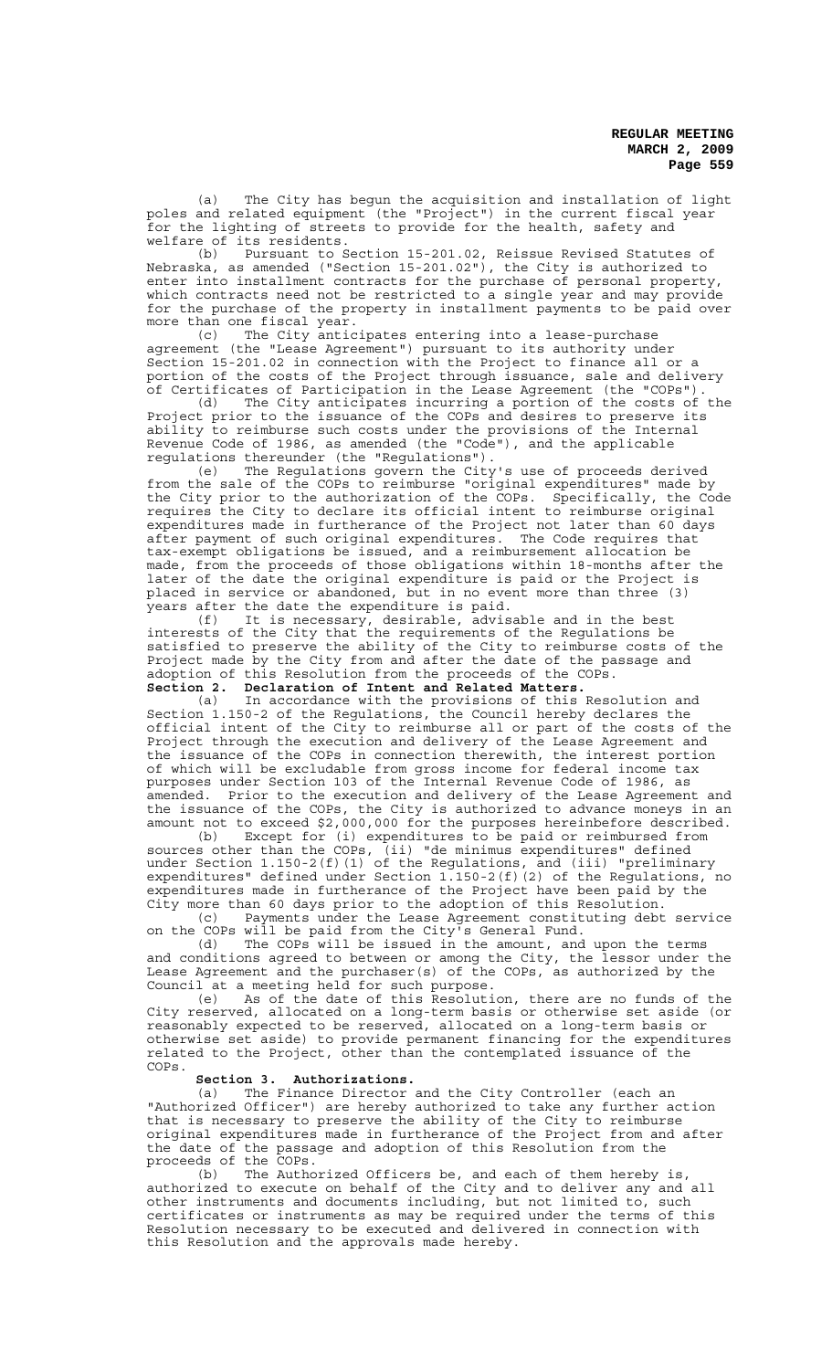(a) The City has begun the acquisition and installation of light poles and related equipment (the "Project") in the current fiscal year for the lighting of streets to provide for the health, safety and welfare of its residents.

(b) Pursuant to Section 15-201.02, Reissue Revised Statutes of Nebraska, as amended ("Section 15-201.02"), the City is authorized to enter into installment contracts for the purchase of personal property, which contracts need not be restricted to a single year and may provide for the purchase of the property in installment payments to be paid over more than one fiscal year.

(c) The City anticipates entering into a lease-purchase agreement (the "Lease Agreement") pursuant to its authority under Section 15-201.02 in connection with the Project to finance all or a portion of the costs of the Project through issuance, sale and delivery of Certificates of Participation in the Lease Agreement (the "COPs").

(d) The City anticipates incurring a portion of the costs of the Project prior to the issuance of the COPs and desires to preserve its ability to reimburse such costs under the provisions of the Internal Revenue Code of 1986, as amended (the "Code"), and the applicable regulations thereunder (the "Regulations").

(e) The Regulations govern the City's use of proceeds derived from the sale of the COPs to reimburse "original expenditures" made by the City prior to the authorization of the COPs. Specifically, the Code requires the City to declare its official intent to reimburse original expenditures made in furtherance of the Project not later than 60 days after payment of such original expenditures. The Code requires that tax-exempt obligations be issued, and a reimbursement allocation be made, from the proceeds of those obligations within 18-months after the later of the date the original expenditure is paid or the Project is placed in service or abandoned, but in no event more than three (3) years after the date the expenditure is paid.

(f) It is necessary, desirable, advisable and in the best interests of the City that the requirements of the Regulations be satisfied to preserve the ability of the City to reimburse costs of the Project made by the City from and after the date of the passage and adoption of this Resolution from the proceeds of the COPs.

**Section 2. Declaration of Intent and Related Matters.**

(a) In accordance with the provisions of this Resolution and Section 1.150-2 of the Regulations, the Council hereby declares the official intent of the City to reimburse all or part of the costs of the Project through the execution and delivery of the Lease Agreement and the issuance of the COPs in connection therewith, the interest portion of which will be excludable from gross income for federal income tax purposes under Section 103 of the Internal Revenue Code of 1986, as amended. Prior to the execution and delivery of the Lease Agreement and the issuance of the COPs, the City is authorized to advance moneys in an amount not to exceed $2,000,000 for the purposes hereinbefore described.

(b) Except for (i) expenditures to be paid or reimbursed from sources other than the COPs, (ii) "de minimus expenditures" defined under Section 1.150-2(f)(1) of the Regulations, and (iii) "preliminary expenditures" defined under Section 1.150-2(f)(2) of the Regulations, no expenditures made in furtherance of the Project have been paid by the City more than 60 days prior to the adoption of this Resolution.

(c) Payments under the Lease Agreement constituting debt service on the COPs will be paid from the City's General Fund.

(d) The COPs will be issued in the amount, and upon the terms and conditions agreed to between or among the City, the lessor under the Lease Agreement and the purchaser(s) of the COPs, as authorized by the Council at a meeting held for such purpose.

(e) As of the date of this Resolution, there are no funds of the City reserved, allocated on a long-term basis or otherwise set aside (or reasonably expected to be reserved, allocated on a long-term basis or otherwise set aside) to provide permanent financing for the expenditures related to the Project, other than the contemplated issuance of the COPs.

**Section 3. Authorizations.**

(a) The Finance Director and the City Controller (each an "Authorized Officer") are hereby authorized to take any further action that is necessary to preserve the ability of the City to reimburse original expenditures made in furtherance of the Project from and after the date of the passage and adoption of this Resolution from the proceeds of the COPs.

(b) The Authorized Officers be, and each of them hereby is, authorized to execute on behalf of the City and to deliver any and all other instruments and documents including, but not limited to, such certificates or instruments as may be required under the terms of this Resolution necessary to be executed and delivered in connection with this Resolution and the approvals made hereby.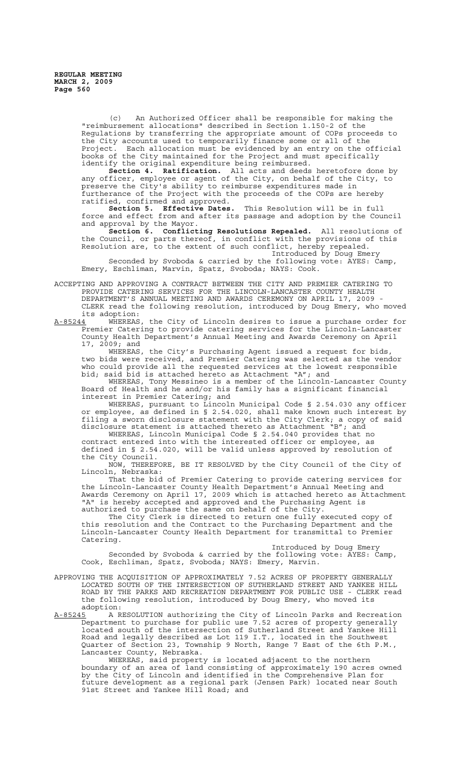(c) An Authorized Officer shall be responsible for making the "reimbursement allocations" described in Section 1.150-2 of the Regulations by transferring the appropriate amount of COPs proceeds to the City accounts used to temporarily finance some or all of the Project. Each allocation must be evidenced by an entry on the official books of the City maintained for the Project and must specifically identify the original expenditure being reimbursed.

**Section 4. Ratification.** All acts and deeds heretofore done by any officer, employee or agent of the City, on behalf of the City, to preserve the City's ability to reimburse expenditures made in furtherance of the Project with the proceeds of the COPs are hereby ratified, confirmed and approved.

**Section 5. Effective Dates.** This Resolution will be in full force and effect from and after its passage and adoption by the Council and approval by the Mayor.

**Section 6. Conflicting Resolutions Repealed.** All resolutions of the Council, or parts thereof, in conflict with the provisions of this Resolution are, to the extent of such conflict, hereby repealed.

Introduced by Doug Emery

Seconded by Svoboda & carried by the following vote: AYES: Camp, Emery, Eschliman, Marvin, Spatz, Svoboda; NAYS: Cook.

ACCEPTING AND APPROVING A CONTRACT BETWEEN THE CITY AND PREMIER CATERING TO PROVIDE CATERING SERVICES FOR THE LINCOLN-LANCASTER COUNTY HEALTH DEPARTMENT'S ANNUAL MEETING AND AWARDS CEREMONY ON APRIL 17, 2009 - CLERK read the following resolution, introduced by Doug Emery, who moved its adoption:

A-85244 WHEREAS, the City of Lincoln desires to issue a purchase order for Premier Catering to provide catering services for the Lincoln-Lancaster County Health Department's Annual Meeting and Awards Ceremony on April 17, 2009; and

WHEREAS, the City's Purchasing Agent issued a request for bids, two bids were received, and Premier Catering was selected as the vendor who could provide all the requested services at the lowest responsible bid; said bid is attached hereto as Attachment "A"; and

WHEREAS, Tony Messineo is a member of the Lincoln-Lancaster County Board of Health and he and/or his family has a significant financial interest in Premier Catering; and

WHEREAS, pursuant to Lincoln Municipal Code § 2.54.030 any officer or employee, as defined in § 2.54.020, shall make known such interest by filing a sworn disclosure statement with the City Clerk; a copy of said disclosure statement is attached thereto as Attachment "B"; and

WHEREAS, Lincoln Municipal Code § 2.54.040 provides that no contract entered into with the interested officer or employee, as defined in § 2.54.020, will be valid unless approved by resolution of the City Council.

NOW, THEREFORE, BE IT RESOLVED by the City Council of the City of Lincoln, Nebraska:

That the bid of Premier Catering to provide catering services for the Lincoln-Lancaster County Health Department's Annual Meeting and Awards Ceremony on April 17, 2009 which is attached hereto as Attachment "A" is hereby accepted and approved and the Purchasing Agent is authorized to purchase the same on behalf of the City.

The City Clerk is directed to return one fully executed copy of this resolution and the Contract to the Purchasing Department and the Lincoln-Lancaster County Health Department for transmittal to Premier Catering.

Introduced by Doug Emery

Seconded by Svoboda & carried by the following vote: AYES: Camp, Cook, Eschliman, Spatz, Svoboda; NAYS: Emery, Marvin.

APPROVING THE ACQUISITION OF APPROXIMATELY 7.52 ACRES OF PROPERTY GENERALLY LOCATED SOUTH OF THE INTERSECTION OF SUTHERLAND STREET AND YANKEE HILL ROAD BY THE PARKS AND RECREATION DEPARTMENT FOR PUBLIC USE - CLERK read the following resolution, introduced by Doug Emery, who moved its adoption:

A-85245 A RESOLUTION authorizing the City of Lincoln Parks and Recreation Department to purchase for public use 7.52 acres of property generally located south of the intersection of Sutherland Street and Yankee Hill Road and legally described as Lot 119 I.T., located in the Southwest Quarter of Section 23, Township 9 North, Range 7 East of the 6th P.M., Lancaster County, Nebraska.

WHEREAS, said property is located adjacent to the northern boundary of an area of land consisting of approximately 190 acres owned by the City of Lincoln and identified in the Comprehensive Plan for future development as a regional park (Jensen Park) located near South 91st Street and Yankee Hill Road; and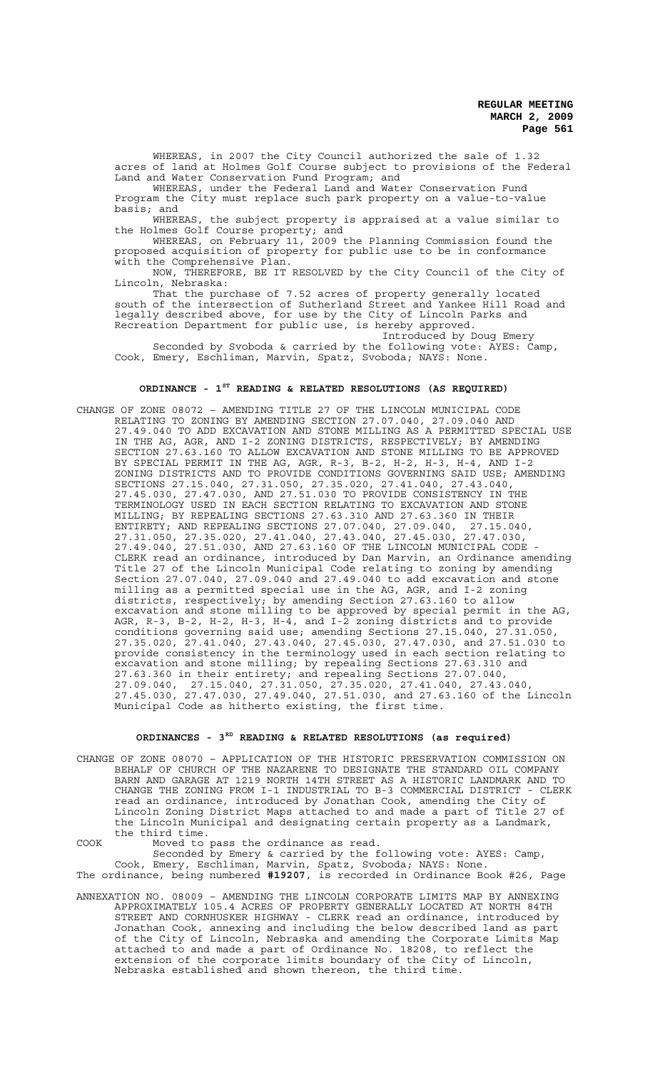WHEREAS, in 2007 the City Council authorized the sale of 1.32 acres of land at Holmes Golf Course subject to provisions of the Federal Land and Water Conservation Fund Program; and

WHEREAS, under the Federal Land and Water Conservation Fund Program the City must replace such park property on a value-to-value basis; and

WHEREAS, the subject property is appraised at a value similar to the Holmes Golf Course property; and

WHEREAS, on February 11, 2009 the Planning Commission found the proposed acquisition of property for public use to be in conformance with the Comprehensive Plan.

NOW, THEREFORE, BE IT RESOLVED by the City Council of the City of Lincoln, Nebraska:

That the purchase of 7.52 acres of property generally located south of the intersection of Sutherland Street and Yankee Hill Road and legally described above, for use by the City of Lincoln Parks and Recreation Department for public use, is hereby approved.

Introduced by Doug Emery

Seconded by Svoboda & carried by the following vote: AYES: Camp, Cook, Emery, Eschliman, Marvin, Spatz, Svoboda; NAYS: None.

## ORDINANCE - 1ST READING & RELATED RESOLUTIONS (AS REQUIRED)

CHANGE OF ZONE 08072 – AMENDING TITLE 27 OF THE LINCOLN MUNICIPAL CODE RELATING TO ZONING BY AMENDING SECTION 27.07.040, 27.09.040 AND 27.49.040 TO ADD EXCAVATION AND STONE MILLING AS A PERMITTED SPECIAL USE IN THE AG, AGR, AND I-2 ZONING DISTRICTS, RESPECTIVELY; BY AMENDING SECTION 27.63.160 TO ALLOW EXCAVATION AND STONE MILLING TO BE APPROVED BY SPECIAL PERMIT IN THE AG, AGR, R-3, B-2, H-2, H-3, H-4, AND I-2 ZONING DISTRICTS AND TO PROVIDE CONDITIONS GOVERNING SAID USE; AMENDING SECTIONS 27.15.040, 27.31.050, 27.35.020, 27.41.040, 27.43.040, 27.45.030, 27.47.030, AND 27.51.030 TO PROVIDE CONSISTENCY IN THE TERMINOLOGY USED IN EACH SECTION RELATING TO EXCAVATION AND STONE MILLING; BY REPEALING SECTIONS 27.63.310 AND 27.63.360 IN THEIR ENTIRETY; AND REPEALING SECTIONS 27.07.040, 27.09.040, 27.15.040, 27.31.050, 27.35.020, 27.41.040, 27.43.040, 27.45.030, 27.47.030, 27.49.040, 27.51.030, AND 27.63.160 OF THE LINCOLN MUNICIPAL CODE - CLERK read an ordinance, introduced by Dan Marvin, an Ordinance amending Title 27 of the Lincoln Municipal Code relating to zoning by amending Section 27.07.040, 27.09.040 and 27.49.040 to add excavation and stone milling as a permitted special use in the AG, AGR, and I-2 zoning districts, respectively; by amending Section 27.63.160 to allow excavation and stone milling to be approved by special permit in the AG, AGR, R-3, B-2, H-2, H-3, H-4, and I-2 zoning districts and to provide conditions governing said use; amending Sections 27.15.040, 27.31.050, 27.35.020, 27.41.040, 27.43.040, 27.45.030, 27.47.030, and 27.51.030 to provide consistency in the terminology used in each section relating to excavation and stone milling; by repealing Sections 27.63.310 and 27.63.360 in their entirety; and repealing Sections 27.07.040, 27.09.040, 27.15.040, 27.31.050, 27.35.020, 27.41.040, 27.43.040, 27.45.030, 27.47.030, 27.49.040, 27.51.030, and 27.63.160 of the Lincoln Municipal Code as hitherto existing, the first time.

## ORDINANCES - 3RD READING & RELATED RESOLUTIONS (as required)

CHANGE OF ZONE 08070 – APPLICATION OF THE HISTORIC PRESERVATION COMMISSION ON BEHALF OF CHURCH OF THE NAZARENE TO DESIGNATE THE STANDARD OIL COMPANY BARN AND GARAGE AT 1219 NORTH 14TH STREET AS A HISTORIC LANDMARK AND TO CHANGE THE ZONING FROM I-1 INDUSTRIAL TO B-3 COMMERCIAL DISTRICT - CLERK read an ordinance, introduced by Jonathan Cook, amending the City of Lincoln Zoning District Maps attached to and made a part of Title 27 of the Lincoln Municipal and designating certain property as a Landmark, the third time.

COOK Moved to pass the ordinance as read.

Seconded by Emery & carried by the following vote: AYES: Camp, Cook, Emery, Eschliman, Marvin, Spatz, Svoboda; NAYS: None.

The ordinance, being numbered **#19207**, is recorded in Ordinance Book #26, Page

ANNEXATION NO. 08009 – AMENDING THE LINCOLN CORPORATE LIMITS MAP BY ANNEXING APPROXIMATELY 105.4 ACRES OF PROPERTY GENERALLY LOCATED AT NORTH 84TH STREET AND CORNHUSKER HIGHWAY - CLERK read an ordinance, introduced by Jonathan Cook, annexing and including the below described land as part of the City of Lincoln, Nebraska and amending the Corporate Limits Map attached to and made a part of Ordinance No. 18208, to reflect the extension of the corporate limits boundary of the City of Lincoln, Nebraska established and shown thereon, the third time.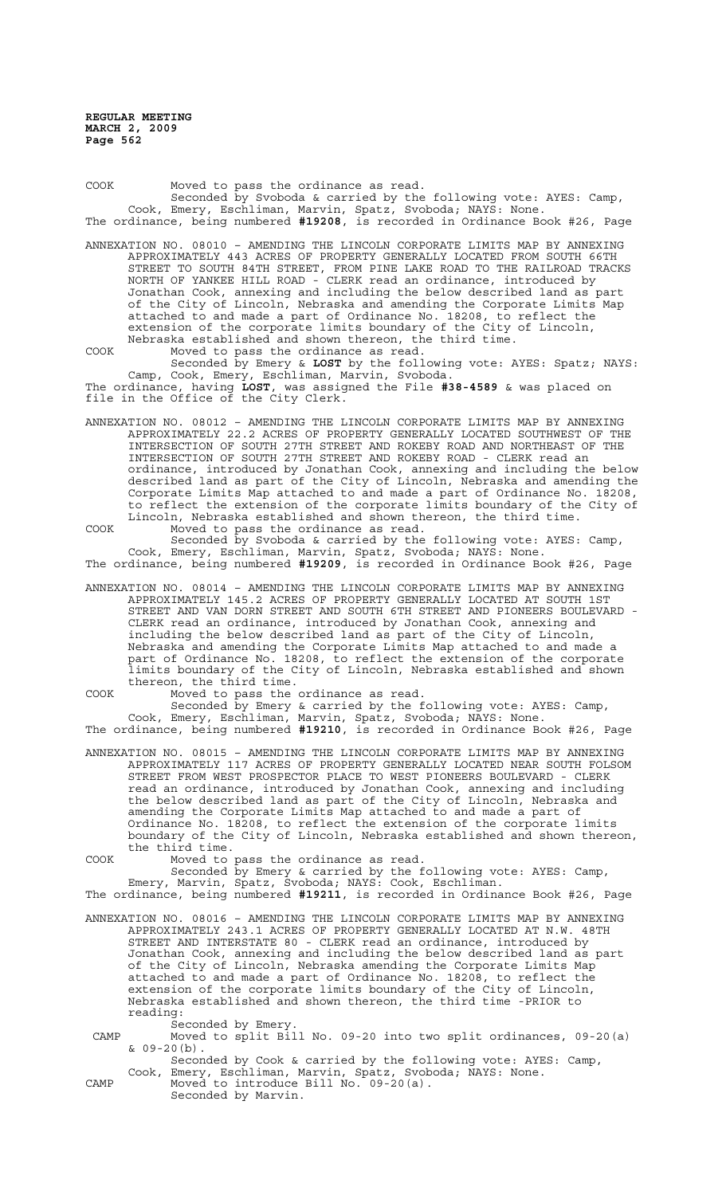COOK Moved to pass the ordinance as read.

Seconded by Svoboda & carried by the following vote: AYES: Camp, Cook, Emery, Eschliman, Marvin, Spatz, Svoboda; NAYS: None.

The ordinance, being numbered **#19208**, is recorded in Ordinance Book #26, Page

ANNEXATION NO. 08010 – AMENDING THE LINCOLN CORPORATE LIMITS MAP BY ANNEXING APPROXIMATELY 443 ACRES OF PROPERTY GENERALLY LOCATED FROM SOUTH 66TH STREET TO SOUTH 84TH STREET, FROM PINE LAKE ROAD TO THE RAILROAD TRACKS NORTH OF YANKEE HILL ROAD - CLERK read an ordinance, introduced by Jonathan Cook, annexing and including the below described land as part of the City of Lincoln, Nebraska and amending the Corporate Limits Map attached to and made a part of Ordinance No. 18208, to reflect the extension of the corporate limits boundary of the City of Lincoln, Nebraska established and shown thereon, the third time.

COOK Moved to pass the ordinance as read.

Seconded by Emery & **LOST** by the following vote: AYES: Spatz; NAYS: Camp, Cook, Emery, Eschliman, Marvin, Svoboda.

The ordinance, having **LOST**, was assigned the File **#38-4589** & was placed on file in the Office of the City Clerk.

ANNEXATION NO. 08012 – AMENDING THE LINCOLN CORPORATE LIMITS MAP BY ANNEXING APPROXIMATELY 22.2 ACRES OF PROPERTY GENERALLY LOCATED SOUTHWEST OF THE INTERSECTION OF SOUTH 27TH STREET AND ROKEBY ROAD AND NORTHEAST OF THE INTERSECTION OF SOUTH 27TH STREET AND ROKEBY ROAD - CLERK read an ordinance, introduced by Jonathan Cook, annexing and including the below described land as part of the City of Lincoln, Nebraska and amending the Corporate Limits Map attached to and made a part of Ordinance No. 18208, to reflect the extension of the corporate limits boundary of the City of Lincoln, Nebraska established and shown thereon, the third time.

COOK Moved to pass the ordinance as read.

Seconded by Svoboda & carried by the following vote: AYES: Camp, Cook, Emery, Eschliman, Marvin, Spatz, Svoboda; NAYS: None.

The ordinance, being numbered **#19209**, is recorded in Ordinance Book #26, Page

ANNEXATION NO. 08014 – AMENDING THE LINCOLN CORPORATE LIMITS MAP BY ANNEXING APPROXIMATELY 145.2 ACRES OF PROPERTY GENERALLY LOCATED AT SOUTH 1ST STREET AND VAN DORN STREET AND SOUTH 6TH STREET AND PIONEERS BOULEVARD - CLERK read an ordinance, introduced by Jonathan Cook, annexing and including the below described land as part of the City of Lincoln, Nebraska and amending the Corporate Limits Map attached to and made a part of Ordinance No. 18208, to reflect the extension of the corporate limits boundary of the City of Lincoln, Nebraska established and shown thereon, the third time.

COOK Moved to pass the ordinance as read.

Seconded by Emery & carried by the following vote: AYES: Camp, Cook, Emery, Eschliman, Marvin, Spatz, Svoboda; NAYS: None.

The ordinance, being numbered **#19210**, is recorded in Ordinance Book #26, Page

ANNEXATION NO. 08015 – AMENDING THE LINCOLN CORPORATE LIMITS MAP BY ANNEXING APPROXIMATELY 117 ACRES OF PROPERTY GENERALLY LOCATED NEAR SOUTH FOLSOM STREET FROM WEST PROSPECTOR PLACE TO WEST PIONEERS BOULEVARD - CLERK read an ordinance, introduced by Jonathan Cook, annexing and including the below described land as part of the City of Lincoln, Nebraska and amending the Corporate Limits Map attached to and made a part of Ordinance No. 18208, to reflect the extension of the corporate limits boundary of the City of Lincoln, Nebraska established and shown thereon, the third time.

COOK Moved to pass the ordinance as read.

Seconded by Emery & carried by the following vote: AYES: Camp, Emery, Marvin, Spatz, Svoboda; NAYS: Cook, Eschliman.

The ordinance, being numbered **#19211**, is recorded in Ordinance Book #26, Page

ANNEXATION NO. 08016 – AMENDING THE LINCOLN CORPORATE LIMITS MAP BY ANNEXING APPROXIMATELY 243.1 ACRES OF PROPERTY GENERALLY LOCATED AT N.W. 48TH STREET AND INTERSTATE 80 - CLERK read an ordinance, introduced by Jonathan Cook, annexing and including the below described land as part of the City of Lincoln, Nebraska amending the Corporate Limits Map attached to and made a part of Ordinance No. 18208, to reflect the extension of the corporate limits boundary of the City of Lincoln, Nebraska established and shown thereon, the third time -PRIOR to reading:

Seconded by Emery.

CAMP Moved to split Bill No. 09-20 into two split ordinances, 09-20(a) & 09-20(b).

Seconded by Cook & carried by the following vote: AYES: Camp, Cook, Emery, Eschliman, Marvin, Spatz, Svoboda; NAYS: None.

CAMP Moved to introduce Bill No. 09-20(a).

Seconded by Marvin.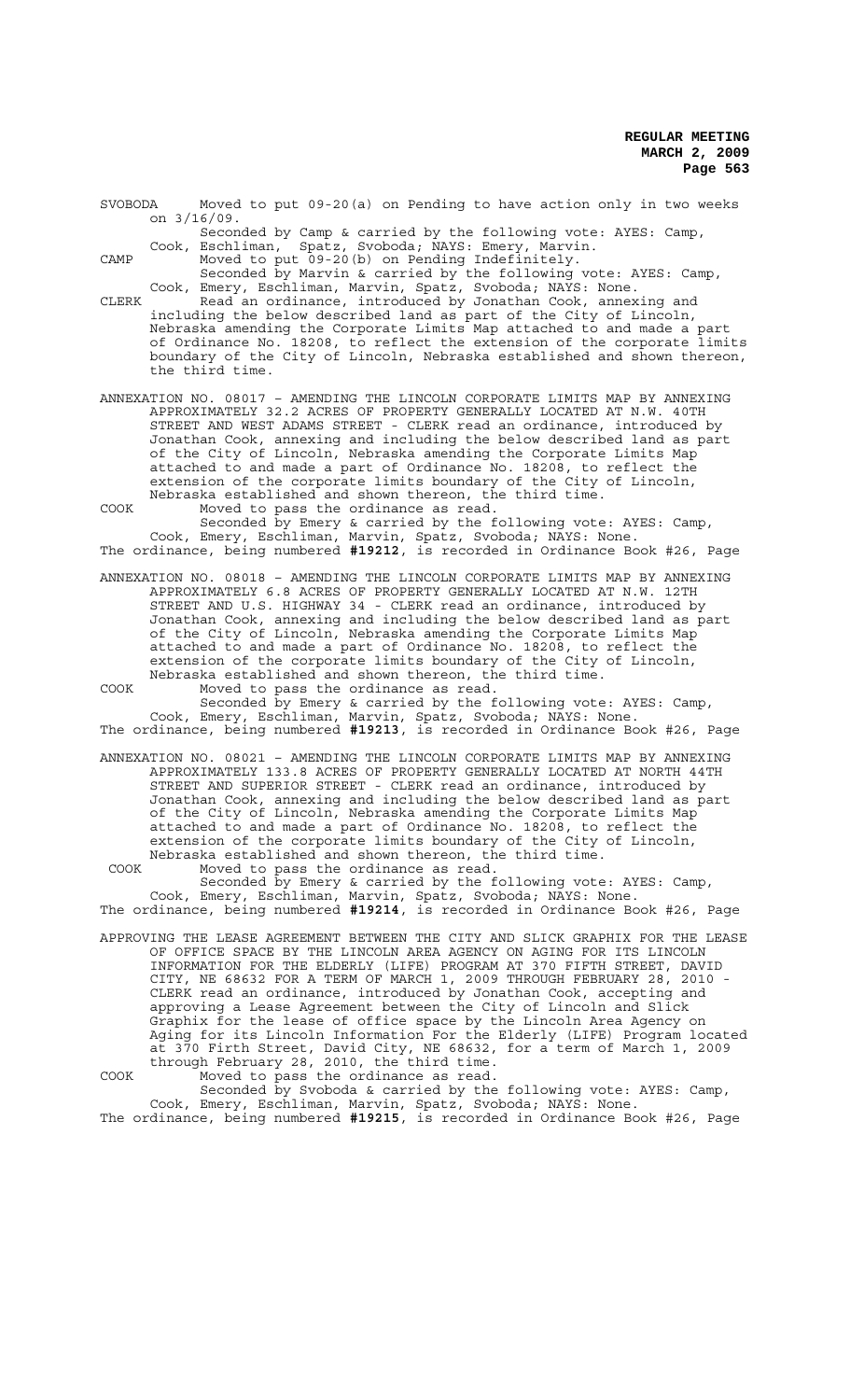SVOBODA Moved to put 09-20(a) on Pending to have action only in two weeks on 3/16/09.

Seconded by Camp & carried by the following vote: AYES: Camp, Cook, Eschliman, Spatz, Svoboda; NAYS: Emery, Marvin.

CAMP Moved to put 09-20(b) on Pending Indefinitely.

Seconded by Marvin & carried by the following vote: AYES: Camp, Cook, Emery, Eschliman, Marvin, Spatz, Svoboda; NAYS: None.

CLERK Read an ordinance, introduced by Jonathan Cook, annexing and including the below described land as part of the City of Lincoln, Nebraska amending the Corporate Limits Map attached to and made a part of Ordinance No. 18208, to reflect the extension of the corporate limits boundary of the City of Lincoln, Nebraska established and shown thereon, the third time.

ANNEXATION NO. 08017 – AMENDING THE LINCOLN CORPORATE LIMITS MAP BY ANNEXING APPROXIMATELY 32.2 ACRES OF PROPERTY GENERALLY LOCATED AT N.W. 40TH STREET AND WEST ADAMS STREET - CLERK read an ordinance, introduced by Jonathan Cook, annexing and including the below described land as part of the City of Lincoln, Nebraska amending the Corporate Limits Map attached to and made a part of Ordinance No. 18208, to reflect the extension of the corporate limits boundary of the City of Lincoln, Nebraska established and shown thereon, the third time.

COOK Moved to pass the ordinance as read.

Seconded by Emery & carried by the following vote: AYES: Camp, Cook, Emery, Eschliman, Marvin, Spatz, Svoboda; NAYS: None.

The ordinance, being numbered **#19212**, is recorded in Ordinance Book #26, Page

ANNEXATION NO. 08018 – AMENDING THE LINCOLN CORPORATE LIMITS MAP BY ANNEXING APPROXIMATELY 6.8 ACRES OF PROPERTY GENERALLY LOCATED AT N.W. 12TH STREET AND U.S. HIGHWAY 34 - CLERK read an ordinance, introduced by Jonathan Cook, annexing and including the below described land as part of the City of Lincoln, Nebraska amending the Corporate Limits Map attached to and made a part of Ordinance No. 18208, to reflect the extension of the corporate limits boundary of the City of Lincoln, Nebraska established and shown thereon, the third time.

COOK Moved to pass the ordinance as read.

Seconded by Emery & carried by the following vote: AYES: Camp, Cook, Emery, Eschliman, Marvin, Spatz, Svoboda; NAYS: None.

The ordinance, being numbered **#19213**, is recorded in Ordinance Book #26, Page

ANNEXATION NO. 08021 – AMENDING THE LINCOLN CORPORATE LIMITS MAP BY ANNEXING APPROXIMATELY 133.8 ACRES OF PROPERTY GENERALLY LOCATED AT NORTH 44TH STREET AND SUPERIOR STREET - CLERK read an ordinance, introduced by Jonathan Cook, annexing and including the below described land as part of the City of Lincoln, Nebraska amending the Corporate Limits Map attached to and made a part of Ordinance No. 18208, to reflect the extension of the corporate limits boundary of the City of Lincoln, Nebraska established and shown thereon, the third time.

COOK Moved to pass the ordinance as read.

Seconded by Emery & carried by the following vote: AYES: Camp, Cook, Emery, Eschliman, Marvin, Spatz, Svoboda; NAYS: None.

The ordinance, being numbered **#19214**, is recorded in Ordinance Book #26, Page

APPROVING THE LEASE AGREEMENT BETWEEN THE CITY AND SLICK GRAPHIX FOR THE LEASE OF OFFICE SPACE BY THE LINCOLN AREA AGENCY ON AGING FOR ITS LINCOLN INFORMATION FOR THE ELDERLY (LIFE) PROGRAM AT 370 FIFTH STREET, DAVID CITY, NE 68632 FOR A TERM OF MARCH 1, 2009 THROUGH FEBRUARY 28, 2010 - CLERK read an ordinance, introduced by Jonathan Cook, accepting and approving a Lease Agreement between the City of Lincoln and Slick Graphix for the lease of office space by the Lincoln Area Agency on Aging for its Lincoln Information For the Elderly (LIFE) Program located at 370 Firth Street, David City, NE 68632, for a term of March 1, 2009 through February 28, 2010, the third time.

COOK Moved to pass the ordinance as read.

Seconded by Svoboda & carried by the following vote: AYES: Camp, Cook, Emery, Eschliman, Marvin, Spatz, Svoboda; NAYS: None.

The ordinance, being numbered **#19215**, is recorded in Ordinance Book #26, Page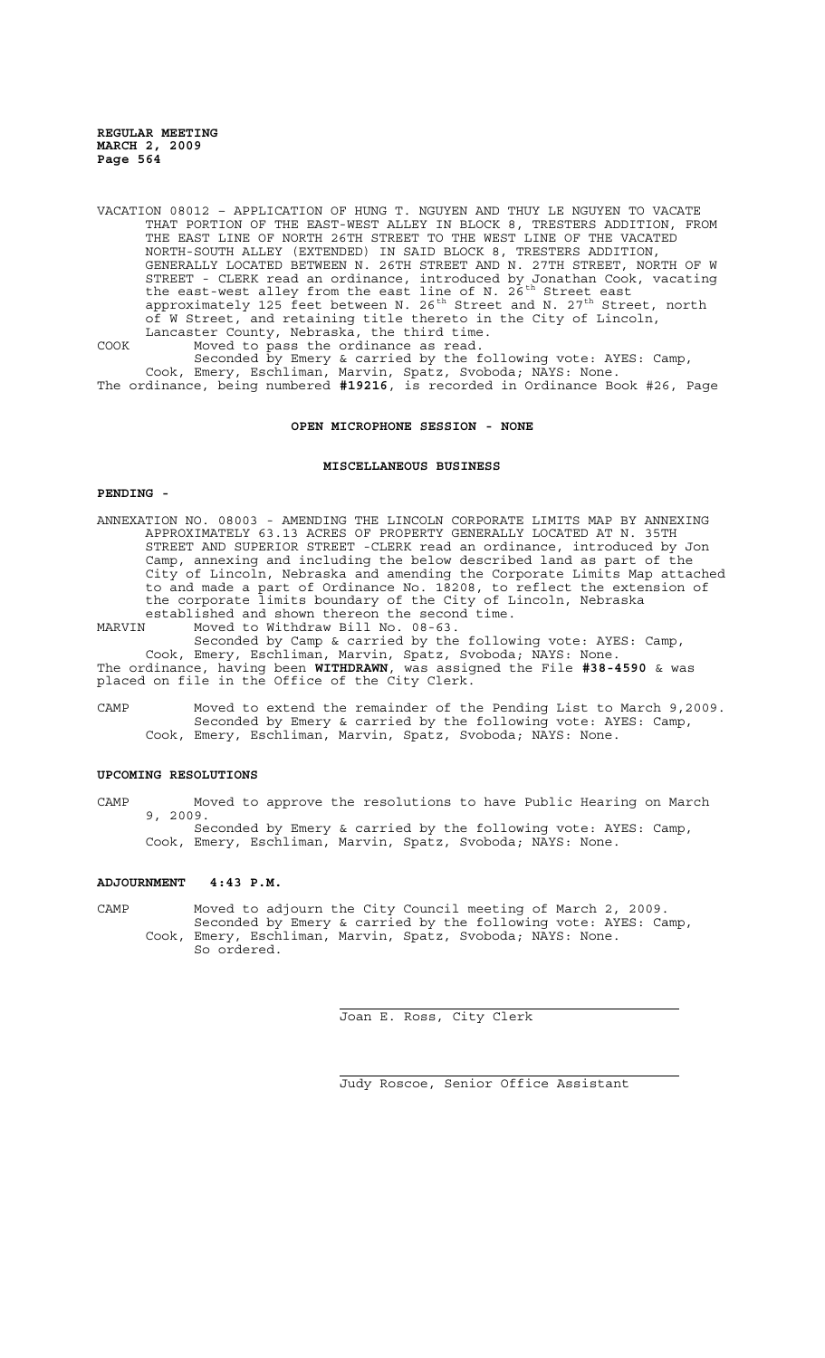VACATION 08012 – APPLICATION OF HUNG T. NGUYEN AND THUY LE NGUYEN TO VACATE THAT PORTION OF THE EAST-WEST ALLEY IN BLOCK 8, TRESTERS ADDITION, FROM THE EAST LINE OF NORTH 26TH STREET TO THE WEST LINE OF THE VACATED NORTH-SOUTH ALLEY (EXTENDED) IN SAID BLOCK 8, TRESTERS ADDITION, GENERALLY LOCATED BETWEEN N. 26TH STREET AND N. 27TH STREET, NORTH OF W STREET - CLERK read an ordinance, introduced by Jonathan Cook, vacating the east-west alley from the east line of N. 26th Street east approximately 125 feet between N. 26th Street and N. 27th Street, north of W Street, and retaining title thereto in the City of Lincoln, Lancaster County, Nebraska, the third time.

COOK Moved to pass the ordinance as read.
Seconded by Emery & carried by the following vote: AYES: Camp, Cook, Emery, Eschliman, Marvin, Spatz, Svoboda; NAYS: None.

The ordinance, being numbered **#19216**, is recorded in Ordinance Book #26, Page

## OPEN MICROPHONE SESSION - NONE

## MISCELLANEOUS BUSINESS

**PENDING -**

ANNEXATION NO. 08003 - AMENDING THE LINCOLN CORPORATE LIMITS MAP BY ANNEXING APPROXIMATELY 63.13 ACRES OF PROPERTY GENERALLY LOCATED AT N. 35TH STREET AND SUPERIOR STREET -CLERK read an ordinance, introduced by Jon Camp, annexing and including the below described land as part of the City of Lincoln, Nebraska and amending the Corporate Limits Map attached to and made a part of Ordinance No. 18208, to reflect the extension of the corporate limits boundary of the City of Lincoln, Nebraska established and shown thereon the second time.

MARVIN Moved to Withdraw Bill No. 08-63.
Seconded by Camp & carried by the following vote: AYES: Camp, Cook, Emery, Eschliman, Marvin, Spatz, Svoboda; NAYS: None.

The ordinance, having been **WITHDRAWN**, was assigned the File **#38-4590** & was placed on file in the Office of the City Clerk.

CAMP Moved to extend the remainder of the Pending List to March 9,2009.
Seconded by Emery & carried by the following vote: AYES: Camp, Cook, Emery, Eschliman, Marvin, Spatz, Svoboda; NAYS: None.

**UPCOMING RESOLUTIONS**

CAMP Moved to approve the resolutions to have Public Hearing on March 9, 2009.
Seconded by Emery & carried by the following vote: AYES: Camp, Cook, Emery, Eschliman, Marvin, Spatz, Svoboda; NAYS: None.

**ADJOURNMENT 4:43 P.M.**

CAMP Moved to adjourn the City Council meeting of March 2, 2009.
Seconded by Emery & carried by the following vote: AYES: Camp, Cook, Emery, Eschliman, Marvin, Spatz, Svoboda; NAYS: None.
So ordered.

Joan E. Ross, City Clerk

Judy Roscoe, Senior Office Assistant